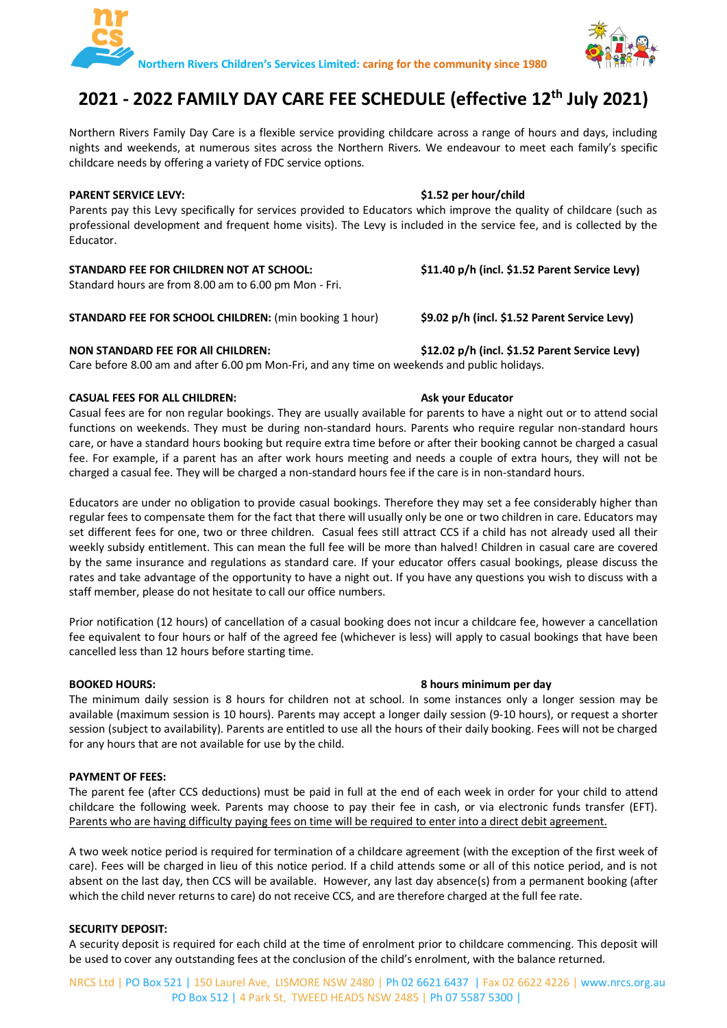Northern Rivers Children's Services Limited: caring for the community since 1980

# 2021 - 2022 FAMILY DAY CARE FEE SCHEDULE (effective 12th July 2021)

Northern Rivers Family Day Care is a flexible service providing childcare across a range of hours and days, including nights and weekends, at numerous sites across the Northern Rivers. We endeavour to meet each family's specific childcare needs by offering a variety of FDC service options.

**PARENT SERVICE LEVY:** **$1.52 per hour/child**

Parents pay this Levy specifically for services provided to Educators which improve the quality of childcare (such as professional development and frequent home visits). The Levy is included in the service fee, and is collected by the Educator.

**STANDARD FEE FOR CHILDREN NOT AT SCHOOL:** **$11.40 p/h (incl. $1.52 Parent Service Levy)**

Standard hours are from 8.00 am to 6.00 pm Mon - Fri.

**STANDARD FEE FOR SCHOOL CHILDREN:** (min booking 1 hour) **$9.02 p/h (incl. $1.52 Parent Service Levy)**

**NON STANDARD FEE FOR All CHILDREN:** **$12.02 p/h (incl. $1.52 Parent Service Levy)**

Care before 8.00 am and after 6.00 pm Mon-Fri, and any time on weekends and public holidays.

**CASUAL FEES FOR ALL CHILDREN:** **Ask your Educator**

Casual fees are for non regular bookings. They are usually available for parents to have a night out or to attend social functions on weekends. They must be during non-standard hours. Parents who require regular non-standard hours care, or have a standard hours booking but require extra time before or after their booking cannot be charged a casual fee. For example, if a parent has an after work hours meeting and needs a couple of extra hours, they will not be charged a casual fee. They will be charged a non-standard hours fee if the care is in non-standard hours.

Educators are under no obligation to provide casual bookings. Therefore they may set a fee considerably higher than regular fees to compensate them for the fact that there will usually only be one or two children in care. Educators may set different fees for one, two or three children. Casual fees still attract CCS if a child has not already used all their weekly subsidy entitlement. This can mean the full fee will be more than halved! Children in casual care are covered by the same insurance and regulations as standard care. If your educator offers casual bookings, please discuss the rates and take advantage of the opportunity to have a night out. If you have any questions you wish to discuss with a staff member, please do not hesitate to call our office numbers.

Prior notification (12 hours) of cancellation of a casual booking does not incur a childcare fee, however a cancellation fee equivalent to four hours or half of the agreed fee (whichever is less) will apply to casual bookings that have been cancelled less than 12 hours before starting time.

**BOOKED HOURS:** **8 hours minimum per day**

The minimum daily session is 8 hours for children not at school. In some instances only a longer session may be available (maximum session is 10 hours). Parents may accept a longer daily session (9-10 hours), or request a shorter session (subject to availability). Parents are entitled to use all the hours of their daily booking. Fees will not be charged for any hours that are not available for use by the child.

**PAYMENT OF FEES:**

The parent fee (after CCS deductions) must be paid in full at the end of each week in order for your child to attend childcare the following week. Parents may choose to pay their fee in cash, or via electronic funds transfer (EFT). Parents who are having difficulty paying fees on time will be required to enter into a direct debit agreement.

A two week notice period is required for termination of a childcare agreement (with the exception of the first week of care). Fees will be charged in lieu of this notice period. If a child attends some or all of this notice period, and is not absent on the last day, then CCS will be available. However, any last day absence(s) from a permanent booking (after which the child never returns to care) do not receive CCS, and are therefore charged at the full fee rate.

**SECURITY DEPOSIT:**

A security deposit is required for each child at the time of enrolment prior to childcare commencing. This deposit will be used to cover any outstanding fees at the conclusion of the child's enrolment, with the balance returned.

NRCS Ltd | PO Box 521 | 150 Laurel Ave, LISMORE NSW 2480 | Ph 02 6621 6437 | Fax 02 6622 4226 | www.nrcs.org.au
PO Box 512 | 4 Park St, TWEED HEADS NSW 2485 | Ph 07 5587 5300 |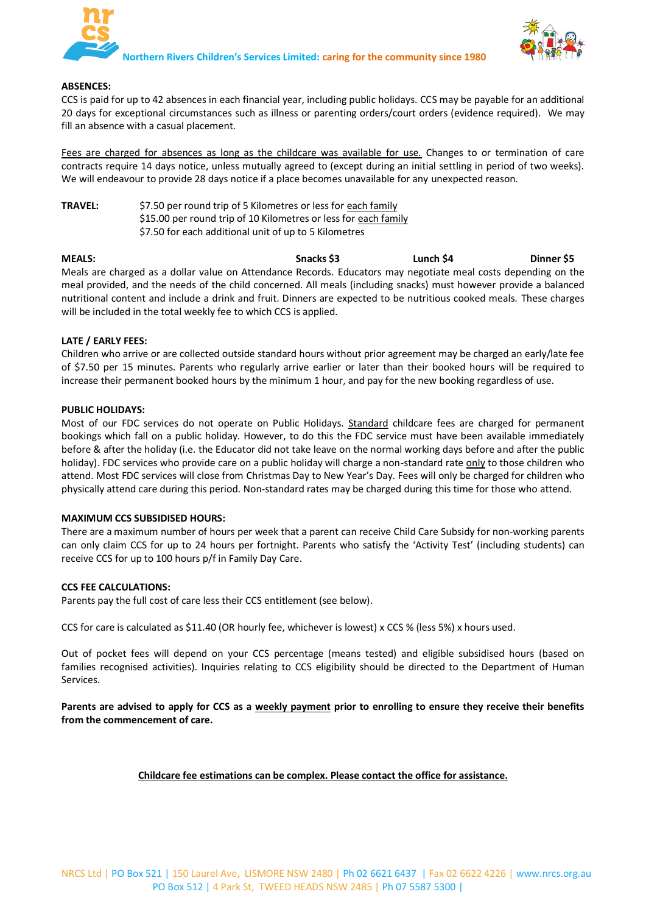**ABSENCES:**

CCS is paid for up to 42 absences in each financial year, including public holidays. CCS may be payable for an additional 20 days for exceptional circumstances such as illness or parenting orders/court orders (evidence required). We may fill an absence with a casual placement.

Fees are charged for absences as long as the childcare was available for use. Changes to or termination of care contracts require 14 days notice, unless mutually agreed to (except during an initial settling in period of two weeks). We will endeavour to provide 28 days notice if a place becomes unavailable for any unexpected reason.

**TRAVEL:**

$7.50 per round trip of 5 Kilometres or less for each family
$15.00 per round trip of 10 Kilometres or less for each family
$7.50 for each additional unit of up to 5 Kilometres

**MEALS:** **Snacks $3** **Lunch $4** **Dinner $5**

Meals are charged as a dollar value on Attendance Records. Educators may negotiate meal costs depending on the meal provided, and the needs of the child concerned. All meals (including snacks) must however provide a balanced nutritional content and include a drink and fruit. Dinners are expected to be nutritious cooked meals. These charges will be included in the total weekly fee to which CCS is applied.

**LATE / EARLY FEES:**

Children who arrive or are collected outside standard hours without prior agreement may be charged an early/late fee of $7.50 per 15 minutes. Parents who regularly arrive earlier or later than their booked hours will be required to increase their permanent booked hours by the minimum 1 hour, and pay for the new booking regardless of use.

**PUBLIC HOLIDAYS:**

Most of our FDC services do not operate on Public Holidays. Standard childcare fees are charged for permanent bookings which fall on a public holiday. However, to do this the FDC service must have been available immediately before & after the holiday (i.e. the Educator did not take leave on the normal working days before and after the public holiday). FDC services who provide care on a public holiday will charge a non-standard rate only to those children who attend. Most FDC services will close from Christmas Day to New Year's Day. Fees will only be charged for children who physically attend care during this period. Non-standard rates may be charged during this time for those who attend.

**MAXIMUM CCS SUBSIDISED HOURS:**

There are a maximum number of hours per week that a parent can receive Child Care Subsidy for non-working parents can only claim CCS for up to 24 hours per fortnight. Parents who satisfy the 'Activity Test' (including students) can receive CCS for up to 100 hours p/f in Family Day Care.

**CCS FEE CALCULATIONS:**

Parents pay the full cost of care less their CCS entitlement (see below).

CCS for care is calculated as $11.40 (OR hourly fee, whichever is lowest) x CCS % (less 5%) x hours used.

Out of pocket fees will depend on your CCS percentage (means tested) and eligible subsidised hours (based on families recognised activities). Inquiries relating to CCS eligibility should be directed to the Department of Human Services.

**Parents are advised to apply for CCS as a weekly payment prior to enrolling to ensure they receive their benefits from the commencement of care.**

**Childcare fee estimations can be complex. Please contact the office for assistance.**